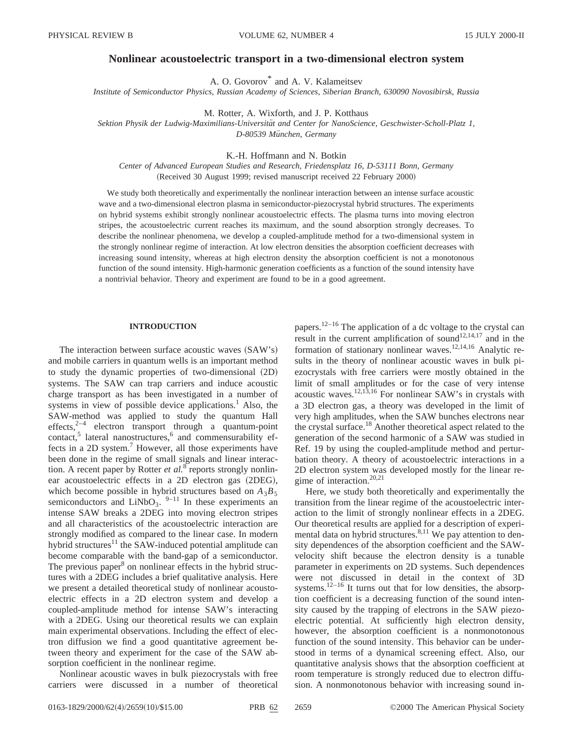# Nonlinear acoustoelectric transport in a two-dimensional electron system

A. O. Govorov* and A. V. Kalameitsev

*Institute of Semiconductor Physics, Russian Academy of Sciences, Siberian Branch, 630090 Novosibirsk, Russia*

M. Rotter, A. Wixforth, and J. P. Kotthaus

*Sektion Physik der Ludwig-Maximilians-Universität and Center for NanoScience, Geschwister-Scholl-Platz 1, D-80539 München, Germany*

K.-H. Hoffmann and N. Botkin

*Center of Advanced European Studies and Research, Friedensplatz 16, D-53111 Bonn, Germany*

(Received 30 August 1999; revised manuscript received 22 February 2000)

We study both theoretically and experimentally the nonlinear interaction between an intense surface acoustic wave and a two-dimensional electron plasma in semiconductor-piezocrystal hybrid structures. The experiments on hybrid systems exhibit strongly nonlinear acoustoelectric effects. The plasma turns into moving electron stripes, the acoustoelectric current reaches its maximum, and the sound absorption strongly decreases. To describe the nonlinear phenomena, we develop a coupled-amplitude method for a two-dimensional system in the strongly nonlinear regime of interaction. At low electron densities the absorption coefficient decreases with increasing sound intensity, whereas at high electron density the absorption coefficient is not a monotonous function of the sound intensity. High-harmonic generation coefficients as a function of the sound intensity have a nontrivial behavior. Theory and experiment are found to be in a good agreement.

## INTRODUCTION

The interaction between surface acoustic waves (SAW's) and mobile carriers in quantum wells is an important method to study the dynamic properties of two-dimensional (2D) systems. The SAW can trap carriers and induce acoustic charge transport as has been investigated in a number of systems in view of possible device applications.[1] Also, the SAW-method was applied to study the quantum Hall effects,[2–4] electron transport through a quantum-point contact,[5] lateral nanostructures,[6] and commensurability effects in a 2D system.[7] However, all those experiments have been done in the regime of small signals and linear interaction. A recent paper by Rotter *et al.*[8] reports strongly nonlinear acoustoelectric effects in a 2D electron gas (2DEG), which become possible in hybrid structures based on $A_3B_5$ semiconductors and $LiNbO_3$.[9–11] In these experiments an intense SAW breaks a 2DEG into moving electron stripes and all characteristics of the acoustoelectric interaction are strongly modified as compared to the linear case. In modern hybrid structures[11] the SAW-induced potential amplitude can become comparable with the band-gap of a semiconductor. The previous paper[8] on nonlinear effects in the hybrid structures with a 2DEG includes a brief qualitative analysis. Here we present a detailed theoretical study of nonlinear acoustoelectric effects in a 2D electron system and develop a coupled-amplitude method for intense SAW's interacting with a 2DEG. Using our theoretical results we can explain main experimental observations. Including the effect of electron diffusion we find a good quantitative agreement between theory and experiment for the case of the SAW absorption coefficient in the nonlinear regime.

Nonlinear acoustic waves in bulk piezocrystals with free carriers were discussed in a number of theoretical papers.[12–16] The application of a dc voltage to the crystal can result in the current amplification of sound[12,14,17] and in the formation of stationary nonlinear waves.[12,14,16] Analytic results in the theory of nonlinear acoustic waves in bulk piezocrystals with free carriers were mostly obtained in the limit of small amplitudes or for the case of very intense acoustic waves.[12,13,16] For nonlinear SAW's in crystals with a 3D electron gas, a theory was developed in the limit of very high amplitudes, when the SAW bunches electrons near the crystal surface.[18] Another theoretical aspect related to the generation of the second harmonic of a SAW was studied in Ref. 19 by using the coupled-amplitude method and perturbation theory. A theory of acoustoelectric interactions in a 2D electron system was developed mostly for the linear regime of interaction.[20,21]

Here, we study both theoretically and experimentally the transition from the linear regime of the acoustoelectric interaction to the limit of strongly nonlinear effects in a 2DEG. Our theoretical results are applied for a description of experimental data on hybrid structures.[8,11] We pay attention to density dependences of the absorption coefficient and the SAW-velocity shift because the electron density is a tunable parameter in experiments on 2D systems. Such dependences were not discussed in detail in the context of 3D systems.[12–16] It turns out that for low densities, the absorption coefficient is a decreasing function of the sound intensity caused by the trapping of electrons in the SAW piezoelectric potential. At sufficiently high electron density, however, the absorption coefficient is a nonmonotonous function of the sound intensity. This behavior can be understood in terms of a dynamical screening effect. Also, our quantitative analysis shows that the absorption coefficient at room temperature is strongly reduced due to electron diffusion. A nonmonotonous behavior with increasing sound in-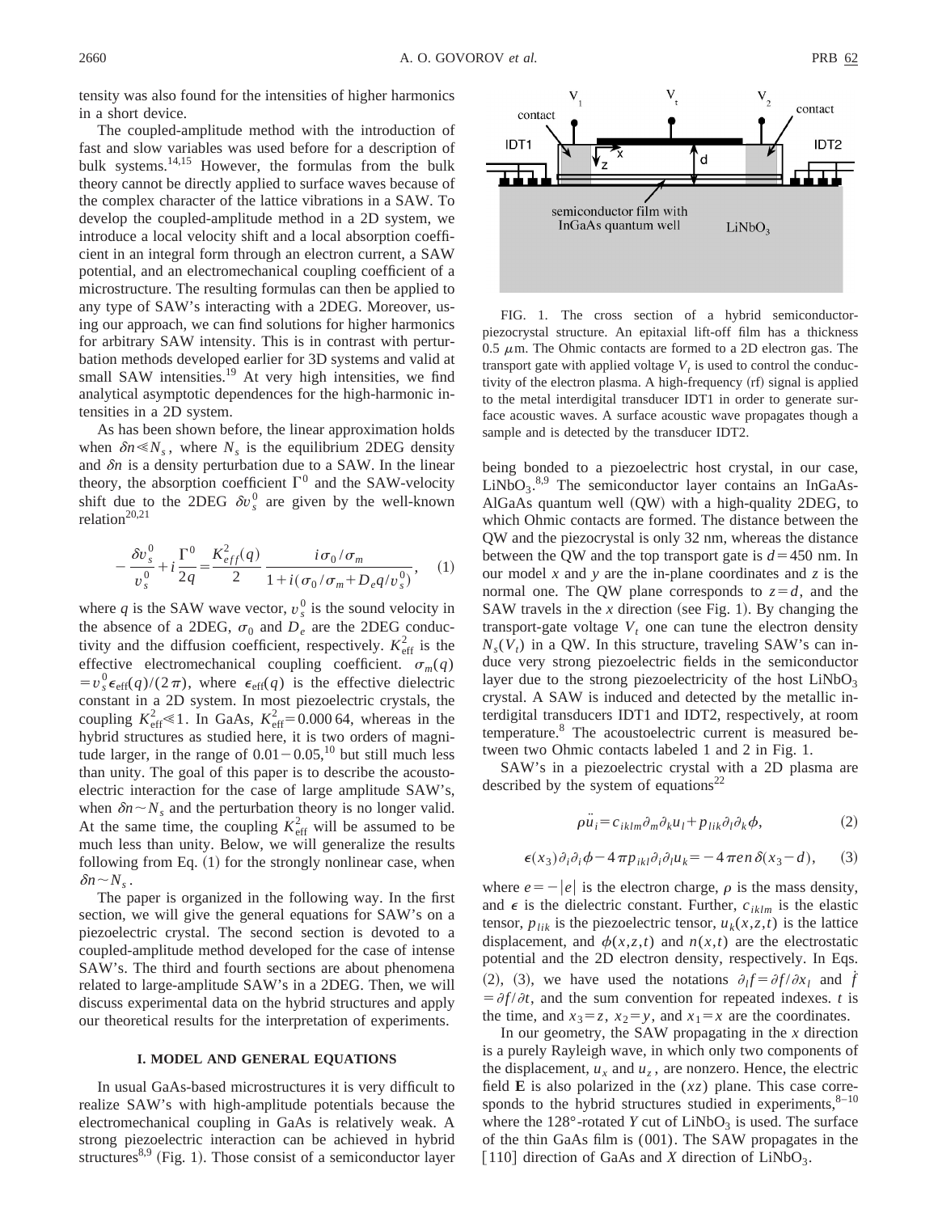tensity was also found for the intensities of higher harmonics in a short device.

The coupled-amplitude method with the introduction of fast and slow variables was used before for a description of bulk systems.[14,15] However, the formulas from the bulk theory cannot be directly applied to surface waves because of the complex character of the lattice vibrations in a SAW. To develop the coupled-amplitude method in a 2D system, we introduce a local velocity shift and a local absorption coefficient in an integral form through an electron current, a SAW potential, and an electromechanical coupling coefficient of a microstructure. The resulting formulas can then be applied to any type of SAW's interacting with a 2DEG. Moreover, using our approach, we can find solutions for higher harmonics for arbitrary SAW intensity. This is in contrast with perturbation methods developed earlier for 3D systems and valid at small SAW intensities.[19] At very high intensities, we find analytical asymptotic dependences for the high-harmonic intensities in a 2D system.

As has been shown before, the linear approximation holds when $\delta n \ll N_s$, where $N_s$ is the equilibrium 2DEG density and $\delta n$ is a density perturbation due to a SAW. In the linear theory, the absorption coefficient $\Gamma^0$ and the SAW-velocity shift due to the 2DEG $\delta v_s^0$ are given by the well-known relation[20,21]

$$-\frac{\delta v_s^0}{v_s^0}+i\frac{\Gamma^0}{2q}=\frac{K_{eff}^2(q)}{2}\,\frac{i\sigma_0/\sigma_m}{1+i(\sigma_0/\sigma_m+D_e q/v_s^0)}, \quad (1)$$

where $q$ is the SAW wave vector, $v_s^0$ is the sound velocity in the absence of a 2DEG, $\sigma_0$ and $D_e$ are the 2DEG conductivity and the diffusion coefficient, respectively. $K_{\text{eff}}^2$ is the effective electromechanical coupling coefficient. $\sigma_m(q) = v_s^0 \epsilon_{\text{eff}}(q)/(2\pi)$, where $\epsilon_{\text{eff}}(q)$ is the effective dielectric constant in a 2D system. In most piezoelectric crystals, the coupling $K_{\text{eff}}^2 \ll 1$. In GaAs, $K_{\text{eff}}^2 = 0.000\,64$, whereas in the hybrid structures as studied here, it is two orders of magnitude larger, in the range of $0.01-0.05$,[10] but still much less than unity. The goal of this paper is to describe the acoustoelectric interaction for the case of large amplitude SAW's, when $\delta n \sim N_s$ and the perturbation theory is no longer valid. At the same time, the coupling $K_{\text{eff}}^2$ will be assumed to be much less than unity. Below, we will generalize the results following from Eq. (1) for the strongly nonlinear case, when $\delta n \sim N_s$.

The paper is organized in the following way. In the first section, we will give the general equations for SAW's on a piezoelectric crystal. The second section is devoted to a coupled-amplitude method developed for the case of intense SAW's. The third and fourth sections are about phenomena related to large-amplitude SAW's in a 2DEG. Then, we will discuss experimental data on the hybrid structures and apply our theoretical results for the interpretation of experiments.

## I. MODEL AND GENERAL EQUATIONS

In usual GaAs-based microstructures it is very difficult to realize SAW's with high-amplitude potentials because the electromechanical coupling in GaAs is relatively weak. A strong piezoelectric interaction can be achieved in hybrid structures[8,9] (Fig. 1). Those consist of a semiconductor layer being bonded to a piezoelectric host crystal, in our case, $LiNbO_3$.[8,9] The semiconductor layer contains an InGaAs-AlGaAs quantum well (QW) with a high-quality 2DEG, to which Ohmic contacts are formed. The distance between the QW and the piezocrystal is only 32 nm, whereas the distance between the QW and the top transport gate is $d = 450$ nm. In our model $x$ and $y$ are the in-plane coordinates and $z$ is the normal one. The QW plane corresponds to $z = d$, and the SAW travels in the $x$ direction (see Fig. 1). By changing the transport-gate voltage $V_t$ one can tune the electron density $N_s(V_t)$ in a QW. In this structure, traveling SAW's can induce very strong piezoelectric fields in the semiconductor layer due to the strong piezoelectricity of the host $LiNbO_3$ crystal. A SAW is induced and detected by the metallic interdigital transducers IDT1 and IDT2, respectively, at room temperature.[8] The acoustoelectric current is measured between two Ohmic contacts labeled 1 and 2 in Fig. 1.

FIG. 1. The cross section of a hybrid semiconductor-piezocrystal structure. An epitaxial lift-off film has a thickness 0.5 $\mu$m. The Ohmic contacts are formed to a 2D electron gas. The transport gate with applied voltage $V_t$ is used to control the conductivity of the electron plasma. A high-frequency (rf) signal is applied to the metal interdigital transducer IDT1 in order to generate surface acoustic waves. A surface acoustic wave propagates though a sample and is detected by the transducer IDT2.

SAW's in a piezoelectric crystal with a 2D plasma are described by the system of equations[22]

$$\rho\ddot{u}_i = c_{iklm}\partial_m\partial_k u_l + p_{lik}\partial_l\partial_k\phi, \quad (2)$$

$$\epsilon(x_3)\partial_i\partial_i\phi - 4\pi p_{ikl}\partial_i\partial_l u_k = -4\pi e n\,\delta(x_3-d), \quad (3)$$

where $e=-|e|$ is the electron charge, $\rho$ is the mass density, and $\epsilon$ is the dielectric constant. Further, $c_{iklm}$ is the elastic tensor, $p_{lik}$ is the piezoelectric tensor, $u_k(x,z,t)$ is the lattice displacement, and $\phi(x,z,t)$ and $n(x,t)$ are the electrostatic potential and the 2D electron density, respectively. In Eqs. (2), (3), we have used the notations $\partial_l f = \partial f/\partial x_l$ and $\dot{f} = \partial f/\partial t$, and the sum convention for repeated indexes. $t$ is the time, and $x_3 = z$, $x_2 = y$, and $x_1 = x$ are the coordinates.

In our geometry, the SAW propagating in the $x$ direction is a purely Rayleigh wave, in which only two components of the displacement, $u_x$ and $u_z$, are nonzero. Hence, the electric field $\mathbf{E}$ is also polarized in the $(xz)$ plane. This case corresponds to the hybrid structures studied in experiments,[8–10] where the 128°-rotated $Y$ cut of $LiNbO_3$ is used. The surface of the thin GaAs film is (001). The SAW propagates in the [110] direction of GaAs and $X$ direction of $LiNbO_3$.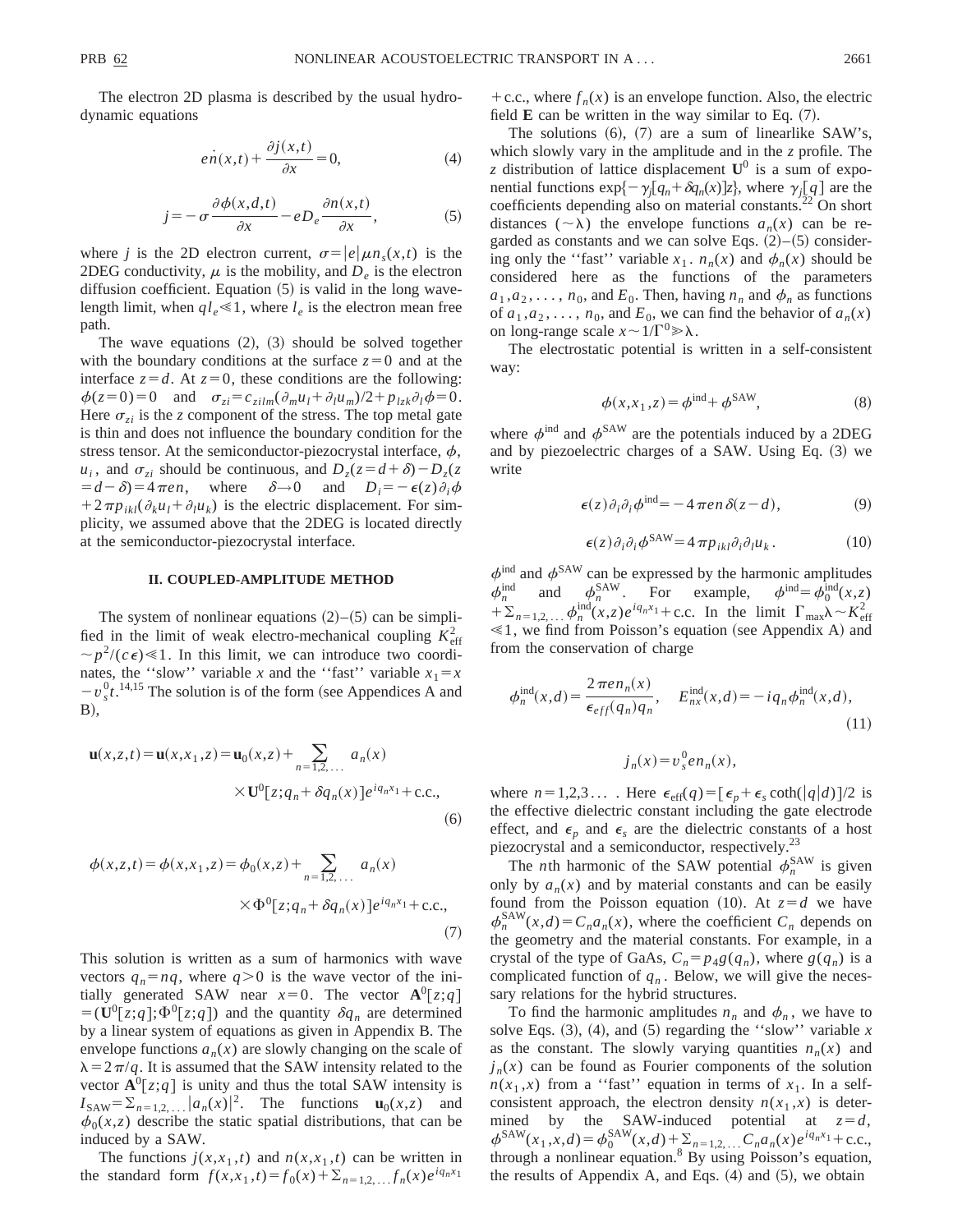The electron 2D plasma is described by the usual hydrodynamic equations

$$e\dot{n}(x,t)+\frac{\partial j(x,t)}{\partial x}=0, \tag{4}$$

$$j=-\sigma\frac{\partial \phi(x,d,t)}{\partial x}-eD_e\frac{\partial n(x,t)}{\partial x}, \tag{5}$$

where $j$ is the 2D electron current, $\sigma=|e|\mu n_s(x,t)$ is the 2DEG conductivity, $\mu$ is the mobility, and $D_e$ is the electron diffusion coefficient. Equation (5) is valid in the long wavelength limit, when $ql_e \ll 1$, where $l_e$ is the electron mean free path.

The wave equations (2), (3) should be solved together with the boundary conditions at the surface $z=0$ and at the interface $z=d$. At $z=0$, these conditions are the following: $\phi(z=0)=0$ and $\sigma_{zi}=c_{zilm}(\partial_m u_l+\partial_l u_m)/2+p_{lzk}\partial_l\phi=0$. Here $\sigma_{zi}$ is the $z$ component of the stress. The top metal gate is thin and does not influence the boundary condition for the stress tensor. At the semiconductor-piezocrystal interface, $\phi$, $u_i$, and $\sigma_{zi}$ should be continuous, and $D_z(z=d+\delta)-D_z(z=d-\delta)=4\pi en$, where $\delta\to 0$ and $D_i=-\epsilon(z)\partial_i\phi+2\pi p_{ikl}(\partial_k u_l+\partial_l u_k)$ is the electric displacement. For simplicity, we assumed above that the 2DEG is located directly at the semiconductor-piezocrystal interface.

## II. COUPLED-AMPLITUDE METHOD

The system of nonlinear equations (2)–(5) can be simplified in the limit of weak electro-mechanical coupling $K_{\text{eff}}^2 \sim p^2/(c\epsilon)\ll 1$. In this limit, we can introduce two coordinates, the "slow" variable $x$ and the "fast" variable $x_1=x-v_s^0 t$.[14,15] The solution is of the form (see Appendices A and B),

$$\mathbf{u}(x,z,t)=\mathbf{u}(x,x_1,z)=\mathbf{u}_0(x,z)+\sum_{n=1,2,\ldots} a_n(x)\times \mathbf{U}^0[z;q_n+\delta q_n(x)]e^{iq_n x_1}+\text{c.c.}, \tag{6}$$

$$\phi(x,z,t)=\phi(x,x_1,z)=\phi_0(x,z)+\sum_{n=1,2,\ldots} a_n(x)\times \Phi^0[z;q_n+\delta q_n(x)]e^{iq_n x_1}+\text{c.c.}, \tag{7}$$

This solution is written as a sum of harmonics with wave vectors $q_n=nq$, where $q>0$ is the wave vector of the initially generated SAW near $x=0$. The vector $\mathbf{A}^0[z;q]=(\mathbf{U}^0[z;q];\Phi^0[z;q])$ and the quantity $\delta q_n$ are determined by a linear system of equations as given in Appendix B. The envelope functions $a_n(x)$ are slowly changing on the scale of $\lambda=2\pi/q$. It is assumed that the SAW intensity related to the vector $\mathbf{A}^0[z;q]$ is unity and thus the total SAW intensity is $I_{\text{SAW}}=\Sigma_{n=1,2,\ldots}|a_n(x)|^2$. The functions $\mathbf{u}_0(x,z)$ and $\phi_0(x,z)$ describe the static spatial distributions, that can be induced by a SAW.

The functions $j(x,x_1,t)$ and $n(x,x_1,t)$ can be written in the standard form $f(x,x_1,t)=f_0(x)+\Sigma_{n=1,2,\ldots}f_n(x)e^{iq_n x_1}+\text{c.c.}$, where $f_n(x)$ is an envelope function. Also, the electric field $\mathbf{E}$ can be written in the way similar to Eq. (7).

The solutions (6), (7) are a sum of linearlike SAW's, which slowly vary in the amplitude and in the $z$ profile. The $z$ distribution of lattice displacement $\mathbf{U}^0$ is a sum of exponential functions $\exp\{-\gamma_j[q_n+\delta q_n(x)]z\}$, where $\gamma_j[q]$ are the coefficients depending also on material constants.[22] On short distances ($\sim\lambda$) the envelope functions $a_n(x)$ can be regarded as constants and we can solve Eqs. (2)–(5) considering only the "fast" variable $x_1$. $n_n(x)$ and $\phi_n(x)$ should be considered here as the functions of the parameters $a_1,a_2,\ldots,n_0$, and $E_0$. Then, having $n_n$ and $\phi_n$ as functions of $a_1,a_2,\ldots,n_0$, and $E_0$, we can find the behavior of $a_n(x)$ on long-range scale $x\sim 1/\Gamma^0 \gg \lambda$.

The electrostatic potential is written in a self-consistent way:

$$\phi(x,x_1,z)=\phi^{\text{ind}}+\phi^{\text{SAW}}, \tag{8}$$

where $\phi^{\text{ind}}$ and $\phi^{\text{SAW}}$ are the potentials induced by a 2DEG and by piezoelectric charges of a SAW. Using Eq. (3) we write

$$\epsilon(z)\partial_i\partial_i\phi^{\text{ind}}=-4\pi en\,\delta(z-d), \tag{9}$$

$$\epsilon(z)\partial_i\partial_i\phi^{\text{SAW}}=4\pi p_{ikl}\partial_i\partial_l u_k. \tag{10}$$

$\phi^{\text{ind}}$ and $\phi^{\text{SAW}}$ can be expressed by the harmonic amplitudes $\phi_n^{\text{ind}}$ and $\phi_n^{\text{SAW}}$. For example, $\phi^{\text{ind}}=\phi_0^{\text{ind}}(x,z)+\Sigma_{n=1,2,\ldots}\phi_n^{\text{ind}}(x,z)e^{iq_n x_1}+\text{c.c.}$ In the limit $\Gamma_{\max}\lambda\sim K_{\text{eff}}^2 \ll 1$, we find from Poisson's equation (see Appendix A) and from the conservation of charge

$$\phi_n^{\text{ind}}(x,d)=\frac{2\pi en_n(x)}{\epsilon_{eff}(q_n)q_n},\quad E_{nx}^{\text{ind}}(x,d)=-iq_n\phi_n^{\text{ind}}(x,d), \tag{11}$$

$$j_n(x)=v_s^0 en_n(x),$$

where $n=1,2,3\ldots$ . Here $\epsilon_{\text{eff}}(q)=[\epsilon_p+\epsilon_s\coth(|q|d)]/2$ is the effective dielectric constant including the gate electrode effect, and $\epsilon_p$ and $\epsilon_s$ are the dielectric constants of a host piezocrystal and a semiconductor, respectively.[23]

The $n$th harmonic of the SAW potential $\phi_n^{\text{SAW}}$ is given only by $a_n(x)$ and by material constants and can be easily found from the Poisson equation (10). At $z=d$ we have $\phi_n^{\text{SAW}}(x,d)=C_n a_n(x)$, where the coefficient $C_n$ depends on the geometry and the material constants. For example, in a crystal of the type of GaAs, $C_n=p_4 g(q_n)$, where $g(q_n)$ is a complicated function of $q_n$. Below, we will give the necessary relations for the hybrid structures.

To find the harmonic amplitudes $n_n$ and $\phi_n$, we have to solve Eqs. (3), (4), and (5) regarding the "slow" variable $x$ as the constant. The slowly varying quantities $n_n(x)$ and $j_n(x)$ can be found as Fourier components of the solution $n(x_1,x)$ from a "fast" equation in terms of $x_1$. In a self-consistent approach, the electron density $n(x_1,x)$ is determined by the SAW-induced potential at $z=d$, $\phi^{\text{SAW}}(x_1,x,d)=\phi_0^{\text{SAW}}(x,d)+\Sigma_{n=1,2,\ldots}C_n a_n(x)e^{iq_n x_1}+\text{c.c.}$, through a nonlinear equation.[8] By using Poisson's equation, the results of Appendix A, and Eqs. (4) and (5), we obtain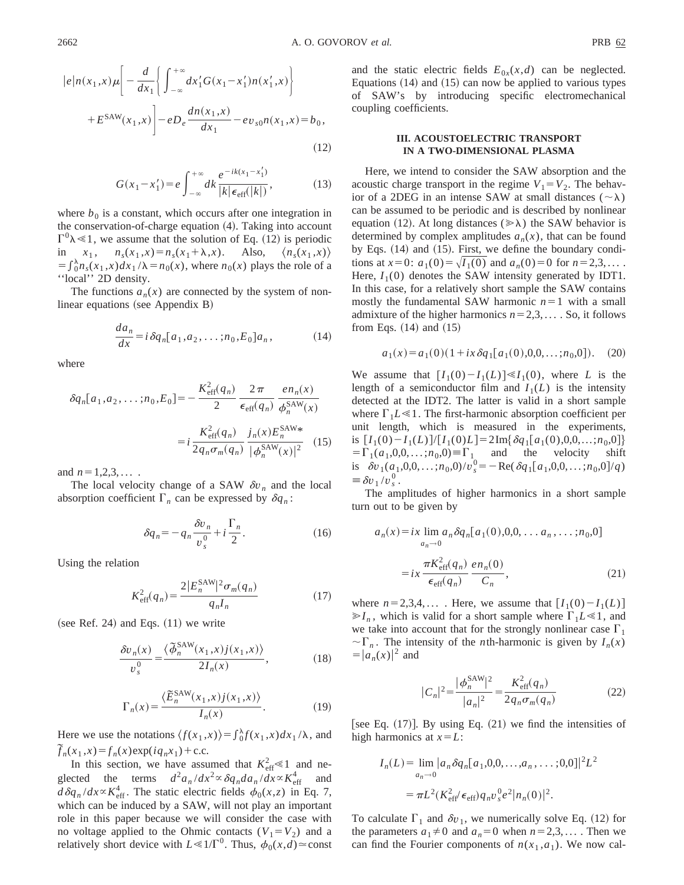$$|e|n(x_1,x)\mu\left[-\frac{d}{dx_1}\left\{\int_{-\infty}^{+\infty}dx_1'G(x_1-x_1')n(x_1',x)\right\}\right.$$
$$\left.+E^{\text{SAW}}(x_1,x)\right]-eD_e\frac{dn(x_1,x)}{dx_1}-ev_{s0}n(x_1,x)=b_0,\tag{12}$$

$$G(x_1-x_1')=e\int_{-\infty}^{+\infty}dk\frac{e^{-ik(x_1-x_1')}}{|k|\epsilon_{\text{eff}}(|k|)},\tag{13}$$

where $b_0$ is a constant, which occurs after one integration in the conservation-of-charge equation (4). Taking into account $\Gamma^0\lambda\ll1$, we assume that the solution of Eq. (12) is periodic in $x_1$, $n_s(x_1,x)=n_s(x_1+\lambda,x)$. Also, $\langle n_s(x_1,x)\rangle =\int_0^\lambda n_s(x_1,x)dx_1/\lambda=n_0(x)$, where $n_0(x)$ plays the role of a ''local'' 2D density.

The functions $a_n(x)$ are connected by the system of nonlinear equations (see Appendix B)

$$\frac{da_n}{dx}=i\,\delta q_n[a_1,a_2,\ldots;n_0,E_0]a_n,\tag{14}$$

where

$$\delta q_n[a_1,a_2,\ldots;n_0,E_0]=-\frac{K_{\text{eff}}^2(q_n)}{2}\frac{2\pi}{\epsilon_{\text{eff}}(q_n)}\frac{en_n(x)}{\phi_n^{\text{SAW}}(x)}$$
$$=i\frac{K_{\text{eff}}^2(q_n)}{2q_n\sigma_m(q_n)}\frac{j_n(x)E_n^{\text{SAW}*}}{|\phi_n^{\text{SAW}}(x)|^2}\tag{15}$$

and $n=1,2,3,\ldots$ .

The local velocity change of a SAW $\delta v_n$ and the local absorption coefficient $\Gamma_n$ can be expressed by $\delta q_n$:

$$\delta q_n=-q_n\frac{\delta v_n}{v_s^0}+i\frac{\Gamma_n}{2}.\tag{16}$$

Using the relation

$$K_{\text{eff}}^2(q_n)=\frac{2|E_n^{\text{SAW}}|^2\sigma_m(q_n)}{q_nI_n}\tag{17}$$

(see Ref. 24) and Eqs. (11) we write

$$\frac{\delta v_n(x)}{v_s^0}=\frac{\langle\tilde{\phi}_n^{\text{SAW}}(x_1,x)j(x_1,x)\rangle}{2I_n(x)},\tag{18}$$

$$\Gamma_n(x)=\frac{\langle\tilde{E}_n^{\text{SAW}}(x_1,x)j(x_1,x)\rangle}{I_n(x)}.\tag{19}$$

Here we use the notations $\langle f(x_1,x)\rangle=\int_0^\lambda f(x_1,x)dx_1/\lambda$, and $\tilde{f}_n(x_1,x)=f_n(x)\exp(iq_nx_1)+\text{c.c.}$

In this section, we have assumed that $K_{\text{eff}}^2\ll1$ and neglected the terms $d^2a_n/dx^2\propto\delta q_n da_n/dx\propto K_{\text{eff}}^4$ and $d\,\delta q_n/dx\propto K_{\text{eff}}^4$. The static electric fields $\phi_0(x,z)$ in Eq. 7, which can be induced by a SAW, will not play an important role in this paper because we will consider the case with no voltage applied to the Ohmic contacts ($V_1=V_2$) and a relatively short device with $L\ll1/\Gamma^0$. Thus, $\phi_0(x,d)\simeq$const and the static electric fields $E_{0x}(x,d)$ can be neglected. Equations (14) and (15) can now be applied to various types of SAW's by introducing specific electromechanical coupling coefficients.

## III. ACOUSTOELECTRIC TRANSPORT IN A TWO-DIMENSIONAL PLASMA

Here, we intend to consider the SAW absorption and the acoustic charge transport in the regime $V_1=V_2$. The behavior of a 2DEG in an intense SAW at small distances ($\sim\lambda$) can be assumed to be periodic and is described by nonlinear equation (12). At long distances ($\gg\lambda$) the SAW behavior is determined by complex amplitudes $a_n(x)$, that can be found by Eqs. (14) and (15). First, we define the boundary conditions at $x=0$: $a_1(0)=\sqrt{I_1(0)}$ and $a_n(0)=0$ for $n=2,3,\ldots$ . Here, $I_1(0)$ denotes the SAW intensity generated by IDT1. In this case, for a relatively short sample the SAW contains mostly the fundamental SAW harmonic $n=1$ with a small admixture of the higher harmonics $n=2,3,\ldots$ . So, it follows from Eqs. (14) and (15)

$$a_1(x)=a_1(0)(1+ix\,\delta q_1[a_1(0),0,0,\ldots;n_0,0]).\tag{20}$$

We assume that $[I_1(0)-I_1(L)]\ll I_1(0)$, where $L$ is the length of a semiconductor film and $I_1(L)$ is the intensity detected at the IDT2. The latter is valid in a short sample where $\Gamma_1L\ll1$. The first-harmonic absorption coefficient per unit length, which is measured in the experiments, is $[I_1(0)-I_1(L)]/[I_1(0)L]=2\,\text{Im}\{\delta q_1[a_1(0),0,0,\ldots;n_0,0]\}=\Gamma_1(a_1,0,0,\ldots;n_0,0)\equiv\Gamma_1$ and the velocity shift is $\delta v_1(a_1,0,0,\ldots;n_0,0)/v_s^0=-\text{Re}(\delta q_1[a_1,0,0,\ldots;n_0,0]/q)\equiv\delta v_1/v_s^0$.

The amplitudes of higher harmonics in a short sample turn out to be given by

$$a_n(x)=ix\lim_{a_n\to0}a_n\delta q_n[a_1(0),0,0,\ldots a_n,\ldots;n_0,0]$$
$$=ix\frac{\pi K_{\text{eff}}^2(q_n)}{\epsilon_{\text{eff}}(q_n)}\frac{en_n(0)}{C_n},\tag{21}$$

where $n=2,3,4,\ldots$ . Here, we assume that $[I_1(0)-I_1(L)]\gg I_n$, which is valid for a short sample where $\Gamma_1L\ll1$, and we take into account that for the strongly nonlinear case $\Gamma_1\sim\Gamma_n$. The intensity of the $n$th-harmonic is given by $I_n(x)=|a_n(x)|^2$ and

$$|C_n|^2=\frac{|\phi_n^{\text{SAW}}|^2}{|a_n|^2}=\frac{K_{\text{eff}}^2(q_n)}{2q_n\sigma_m(q_n)}\tag{22}$$

[see Eq. (17)]. By using Eq. (21) we find the intensities of high harmonics at $x=L$:

$$I_n(L)=\lim_{a_n\to0}|a_n\delta q_n[a_1,0,0,\ldots,a_n,\ldots;0,0]|^2L^2$$
$$=\pi L^2(K_{\text{eff}}^2/\epsilon_{\text{eff}})q_nv_s^0e^2|n_n(0)|^2.$$

To calculate $\Gamma_1$ and $\delta v_1$, we numerically solve Eq. (12) for the parameters $a_1\neq0$ and $a_n=0$ when $n=2,3,\ldots$ . Then we can find the Fourier components of $n(x_1,a_1)$. We now cal-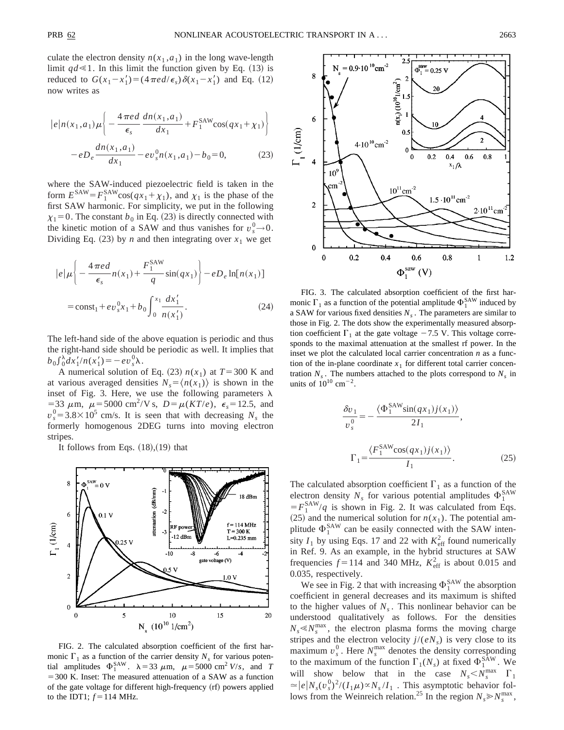culate the electron density $n(x_1, a_1)$ in the long wave-length limit $qd \ll 1$. In this limit the function given by Eq. (13) is reduced to $G(x_1 - x_1') = (4\pi ed/\epsilon_s)\delta(x_1 - x_1')$ and Eq. (12) now writes as

$$|e|n(x_1,a_1)\mu\left\{-\frac{4\pi ed}{\epsilon_s}\frac{dn(x_1,a_1)}{dx_1}+F_1^{\mathrm{SAW}}\cos(qx_1+\chi_1)\right\}-eD_e\frac{dn(x_1,a_1)}{dx_1}-ev_s^0 n(x_1,a_1)-b_0=0, \tag{23}$$

where the SAW-induced piezoelectric field is taken in the form $E^{\mathrm{SAW}} = F_1^{\mathrm{SAW}}\cos(qx_1+\chi_1)$, and $\chi_1$ is the phase of the first SAW harmonic. For simplicity, we put in the following $\chi_1 = 0$. The constant $b_0$ in Eq. (23) is directly connected with the kinetic motion of a SAW and thus vanishes for $v_s^0 \to 0$. Dividing Eq. (23) by $n$ and then integrating over $x_1$ we get

$$|e|\mu\left\{-\frac{4\pi ed}{\epsilon_s}n(x_1)+\frac{F_1^{\mathrm{SAW}}}{q}\sin(qx_1)\right\}-eD_e\ln[n(x_1)]=\mathrm{const}_1+ev_s^0 x_1+b_0\int_0^{x_1}\frac{dx_1'}{n(x_1')}. \tag{24}$$

The left-hand side of the above equation is periodic and thus the right-hand side should be periodic as well. It implies that $b_0\int_0^{\lambda}dx_1'/n(x_1') = -ev_s^0\lambda$.

A numerical solution of Eq. (23) $n(x_1)$ at $T = 300$ K and at various averaged densities $N_s = \langle n(x_1)\rangle$ is shown in the inset of Fig. 3. Here, we use the following parameters $\lambda = 33$ $\mu$m, $\mu = 5000$ cm$^2$/V s, $D = \mu(KT/e)$, $\epsilon_s = 12.5$, and $v_s^0 = 3.8\times 10^5$ cm/s. It is seen that with decreasing $N_s$ the formerly homogenous 2DEG turns into moving electron stripes.

It follows from Eqs. (18),(19) that

$$\frac{\delta v_1}{v_s^0} = -\frac{\langle \Phi_1^{\mathrm{SAW}}\sin(qx_1)j(x_1)\rangle}{2I_1},$$

$$\Gamma_1 = \frac{\langle F_1^{\mathrm{SAW}}\cos(qx_1)j(x_1)\rangle}{I_1}. \tag{25}$$

FIG. 2. The calculated absorption coefficient of the first harmonic $\Gamma_1$ as a function of the carrier density $N_s$ for various potential amplitudes $\Phi_1^{\mathrm{SAW}}$. $\lambda = 33$ $\mu$m, $\mu = 5000$ cm$^2$ $V/s$, and $T = 300$ K. Inset: The measured attenuation of a SAW as a function of the gate voltage for different high-frequency (rf) powers applied to the IDT1; $f = 114$ MHz.

FIG. 3. The calculated absorption coefficient of the first harmonic $\Gamma_1$ as a function of the potential amplitude $\Phi_1^{\mathrm{SAW}}$ induced by a SAW for various fixed densities $N_s$. The parameters are similar to those in Fig. 2. The dots show the experimentally measured absorption coefficient $\Gamma_1$ at the gate voltage $-7.5$ V. This voltage corresponds to the maximal attenuation at the smallest rf power. In the inset we plot the calculated local carrier concentration $n$ as a function of the in-plane coordinate $x_1$ for different total carrier concentration $N_s$. The numbers attached to the plots correspond to $N_s$ in units of $10^{10}$ cm$^{-2}$.

The calculated absorption coefficient $\Gamma_1$ as a function of the electron density $N_s$ for various potential amplitudes $\Phi_1^{\mathrm{SAW}} = F_1^{\mathrm{SAW}}/q$ is shown in Fig. 2. It was calculated from Eqs. (25) and the numerical solution for $n(x_1)$. The potential amplitude $\Phi_1^{\mathrm{SAW}}$ can be easily connected with the SAW intensity $I_1$ by using Eqs. 17 and 22 with $K_{\mathrm{eff}}^2$ found numerically in Ref. 9. As an example, in the hybrid structures at SAW frequencies $f = 114$ and 340 MHz, $K_{\mathrm{eff}}^2$ is about 0.015 and 0.035, respectively.

We see in Fig. 2 that with increasing $\Phi_1^{\mathrm{SAW}}$ the absorption coefficient in general decreases and its maximum is shifted to the higher values of $N_s$. This nonlinear behavior can be understood qualitatively as follows. For the densities $N_s \ll N_s^{\max}$, the electron plasma forms the moving charge stripes and the electron velocity $j/(eN_s)$ is very close to its maximum $v_s^0$. Here $N_s^{\max}$ denotes the density corresponding to the maximum of the function $\Gamma_1(N_s)$ at fixed $\Phi_1^{\mathrm{SAW}}$. We will show below that in the case $N_s < N_s^{\max}$ $\Gamma_1 \simeq |e|N_s(v_s^0)^2/(I_1\mu) \propto N_s/I_1$ . This asymptotic behavior follows from the Weinreich relation.[25] In the region $N_s \gg N_s^{\max}$,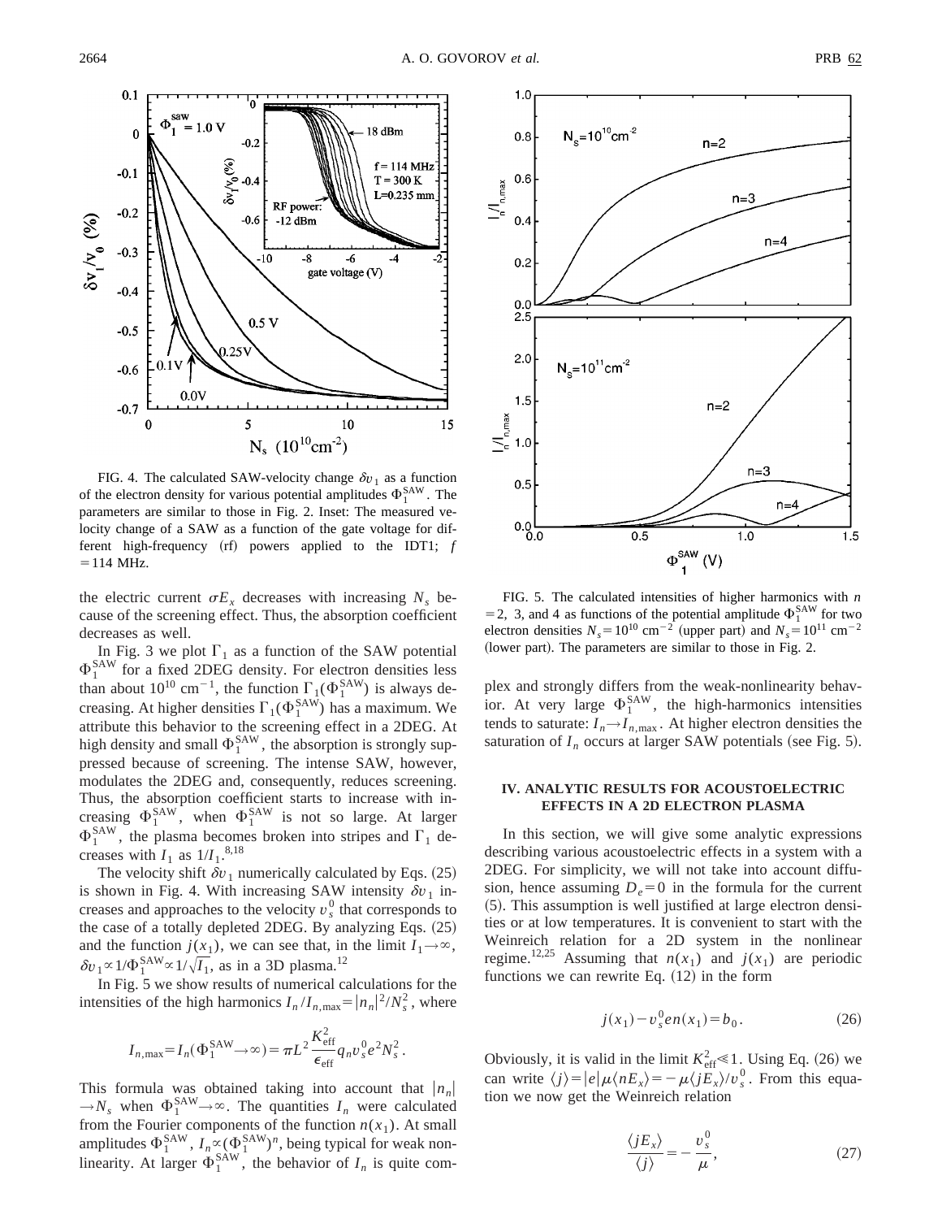FIG. 4. The calculated SAW-velocity change $\delta v_1$ as a function of the electron density for various potential amplitudes $\Phi_1^{\mathrm{SAW}}$. The parameters are similar to those in Fig. 2. Inset: The measured velocity change of a SAW as a function of the gate voltage for different high-frequency (rf) powers applied to the IDT1; $f = 114$ MHz.

the electric current $\sigma E_x$ decreases with increasing $N_s$ because of the screening effect. Thus, the absorption coefficient decreases as well.

In Fig. 3 we plot $\Gamma_1$ as a function of the SAW potential $\Phi_1^{\mathrm{SAW}}$ for a fixed 2DEG density. For electron densities less than about $10^{10}$ cm$^{-1}$, the function $\Gamma_1(\Phi_1^{\mathrm{SAW}})$ is always decreasing. At higher densities $\Gamma_1(\Phi_1^{\mathrm{SAW}})$ has a maximum. We attribute this behavior to the screening effect in a 2DEG. At high density and small $\Phi_1^{\mathrm{SAW}}$, the absorption is strongly suppressed because of screening. The intense SAW, however, modulates the 2DEG and, consequently, reduces screening. Thus, the absorption coefficient starts to increase with increasing $\Phi_1^{\mathrm{SAW}}$, when $\Phi_1^{\mathrm{SAW}}$ is not so large. At larger $\Phi_1^{\mathrm{SAW}}$, the plasma becomes broken into stripes and $\Gamma_1$ decreases with $I_1$ as $1/I_1$.[8,18]

The velocity shift $\delta v_1$ numerically calculated by Eqs. (25) is shown in Fig. 4. With increasing SAW intensity $\delta v_1$ increases and approaches to the velocity $v_s^0$ that corresponds to the case of a totally depleted 2DEG. By analyzing Eqs. (25) and the function $j(x_1)$, we can see that, in the limit $I_1 \to \infty$, $\delta v_1 \propto 1/\Phi_1^{\mathrm{SAW}} \propto 1/\sqrt{I_1}$, as in a 3D plasma.[12]

In Fig. 5 we show results of numerical calculations for the intensities of the high harmonics $I_n / I_{n,\max} = |n_n|^2 / N_s^2$, where

$$I_{n,\max} = I_n(\Phi_1^{\mathrm{SAW}} \to \infty) = \pi L^2 \frac{K_{\mathrm{eff}}^2}{\epsilon_{\mathrm{eff}}} q_n v_s^0 e^2 N_s^2 .$$

This formula was obtained taking into account that $|n_n| \to N_s$ when $\Phi_1^{\mathrm{SAW}} \to \infty$. The quantities $I_n$ were calculated from the Fourier components of the function $n(x_1)$. At small amplitudes $\Phi_1^{\mathrm{SAW}}$, $I_n \propto (\Phi_1^{\mathrm{SAW}})^n$, being typical for weak nonlinearity. At larger $\Phi_1^{\mathrm{SAW}}$, the behavior of $I_n$ is quite complex and strongly differs from the weak-nonlinearity behavior. At very large $\Phi_1^{\mathrm{SAW}}$, the high-harmonics intensities tends to saturate: $I_n \to I_{n,\max}$. At higher electron densities the saturation of $I_n$ occurs at larger SAW potentials (see Fig. 5).

FIG. 5. The calculated intensities of higher harmonics with $n = 2$, 3, and 4 as functions of the potential amplitude $\Phi_1^{\mathrm{SAW}}$ for two electron densities $N_s = 10^{10}$ cm$^{-2}$ (upper part) and $N_s = 10^{11}$ cm$^{-2}$ (lower part). The parameters are similar to those in Fig. 2.

## IV. ANALYTIC RESULTS FOR ACOUSTOELECTRIC EFFECTS IN A 2D ELECTRON PLASMA

In this section, we will give some analytic expressions describing various acoustoelectric effects in a system with a 2DEG. For simplicity, we will not take into account diffusion, hence assuming $D_e = 0$ in the formula for the current (5). This assumption is well justified at large electron densities or at low temperatures. It is convenient to start with the Weinreich relation for a 2D system in the nonlinear regime.[12,25] Assuming that $n(x_1)$ and $j(x_1)$ are periodic functions we can rewrite Eq. (12) in the form

$$j(x_1) - v_s^0 e n(x_1) = b_0 . \tag{26}$$

Obviously, it is valid in the limit $K_{\mathrm{eff}}^2 \ll 1$. Using Eq. (26) we can write $\langle j \rangle = |e| \mu \langle n E_x \rangle = -\mu \langle j E_x \rangle / v_s^0$. From this equation we now get the Weinreich relation

$$\frac{\langle j E_x \rangle}{\langle j \rangle} = -\frac{v_s^0}{\mu}, \tag{27}$$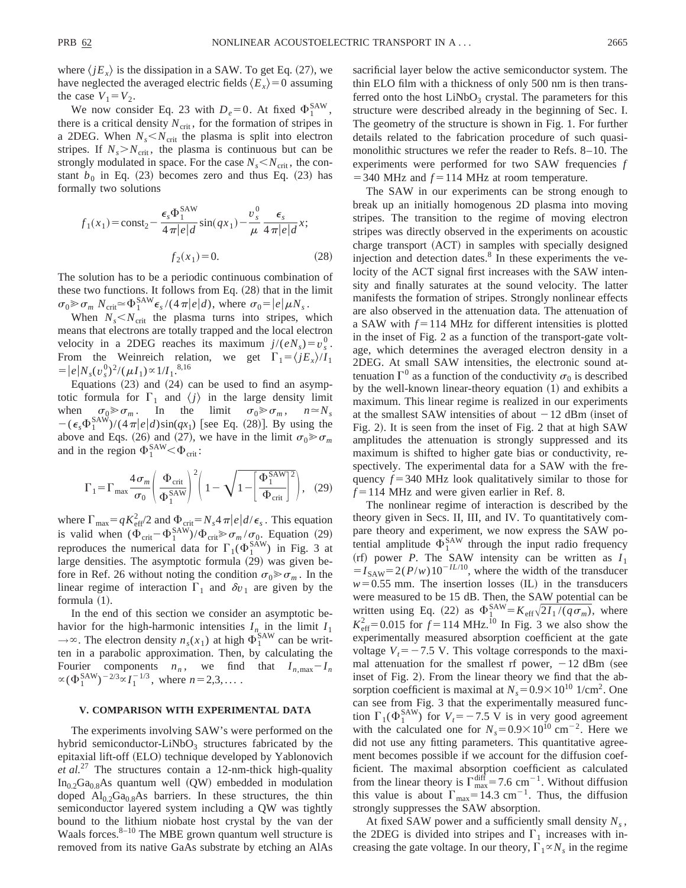where $\langle jE_x \rangle$ is the dissipation in a SAW. To get Eq. (27), we have neglected the averaged electric fields $\langle E_x \rangle = 0$ assuming the case $V_1 = V_2$.

We now consider Eq. 23 with $D_e = 0$. At fixed $\Phi_1^{\rm SAW}$, there is a critical density $N_{\rm crit}$, for the formation of stripes in a 2DEG. When $N_s < N_{\rm crit}$ the plasma is split into electron stripes. If $N_s > N_{\rm crit}$, the plasma is continuous but can be strongly modulated in space. For the case $N_s < N_{\rm crit}$, the constant $b_0$ in Eq. (23) becomes zero and thus Eq. (23) has formally two solutions

$$f_1(x_1) = {\rm const}_2 - \frac{\epsilon_s \Phi_1^{\rm SAW}}{4\pi|e|d}\sin(qx_1) - \frac{v_s^0}{\mu}\frac{\epsilon_s}{4\pi|e|d}x;$$

$$f_2(x_1) = 0. \tag{28}$$

The solution has to be a periodic continuous combination of these two functions. It follows from Eq. (28) that in the limit $\sigma_0 \gg \sigma_m$ $N_{\rm crit} \simeq \Phi_1^{\rm SAW}\epsilon_s/(4\pi|e|d)$, where $\sigma_0 = |e|\mu N_s$.

When $N_s < N_{\rm crit}$ the plasma turns into stripes, which means that electrons are totally trapped and the local electron velocity in a 2DEG reaches its maximum $j/(eN_s) = v_s^0$. From the Weinreich relation, we get $\Gamma_1 = \langle jE_x \rangle / I_1 = |e|N_s(v_s^0)^2/(\mu I_1) \propto 1/I_1$.[8,16]

Equations (23) and (24) can be used to find an asymptotic formula for $\Gamma_1$ and $\langle j \rangle$ in the large density limit when $\sigma_0 \gg \sigma_m$. In the limit $\sigma_0 \gg \sigma_m$, $n \simeq N_s - (\epsilon_s \Phi_1^{\rm SAW})/(4\pi|e|d)\sin(qx_1)$ [see Eq. (28)]. By using the above and Eqs. (26) and (27), we have in the limit $\sigma_0 \gg \sigma_m$ and in the region $\Phi_1^{\rm SAW} < \Phi_{\rm crit}$:

$$\Gamma_1 = \Gamma_{\rm max}\frac{4\sigma_m}{\sigma_0}\left(\frac{\Phi_{\rm crit}}{\Phi_1^{\rm SAW}}\right)^2\left(1 - \sqrt{1 - \left[\frac{\Phi_1^{\rm SAW}}{\Phi_{\rm crit}}\right]^2}\right), \tag{29}$$

where $\Gamma_{\rm max} = qK_{\rm eff}^2/2$ and $\Phi_{\rm crit} = N_s 4\pi|e|d/\epsilon_s$. This equation is valid when $(\Phi_{\rm crit} - \Phi_1^{\rm SAW})/\Phi_{\rm crit} \gg \sigma_m/\sigma_0$. Equation (29) reproduces the numerical data for $\Gamma_1(\Phi_1^{\rm SAW})$ in Fig. 3 at large densities. The asymptotic formula (29) was given before in Ref. 26 without noting the condition $\sigma_0 \gg \sigma_m$. In the linear regime of interaction $\Gamma_1$ and $\delta v_1$ are given by the formula (1).

In the end of this section we consider an asymptotic behavior for the high-harmonic intensities $I_n$ in the limit $I_1 \to \infty$. The electron density $n_s(x_1)$ at high $\Phi_1^{\rm SAW}$ can be written in a parabolic approximation. Then, by calculating the Fourier components $n_n$, we find that $I_{n,\rm max} - I_n \propto (\Phi_1^{\rm SAW})^{-2/3} \propto I_1^{-1/3}$, where $n = 2,3,\dots$.

## V. COMPARISON WITH EXPERIMENTAL DATA

The experiments involving SAW's were performed on the hybrid semiconductor-$\rm LiNbO_3$ structures fabricated by the epitaxial lift-off (ELO) technique developed by Yablonovitch *et al.*[27] The structures contain a 12-nm-thick high-quality $\rm In_{0.2}Ga_{0.8}As$ quantum well (QW) embedded in modulation doped $\rm Al_{0.2}Ga_{0.8}As$ barriers. In these structures, the thin semiconductor layered system including a QW was tightly bound to the lithium niobate host crystal by the van der Waals forces.[8–10] The MBE grown quantum well structure is removed from its native GaAs substrate by etching an AlAs sacrificial layer below the active semiconductor system. The thin ELO film with a thickness of only 500 nm is then transferred onto the host $\rm LiNbO_3$ crystal. The parameters for this structure were described already in the beginning of Sec. I. The geometry of the structure is shown in Fig. 1. For further details related to the fabrication procedure of such quasimonolithic structures we refer the reader to Refs. 8–10. The experiments were performed for two SAW frequencies $f = 340$ MHz and $f = 114$ MHz at room temperature.

The SAW in our experiments can be strong enough to break up an initially homogenous 2D plasma into moving stripes. The transition to the regime of moving electron stripes was directly observed in the experiments on acoustic charge transport (ACT) in samples with specially designed injection and detection dates.[8] In these experiments the velocity of the ACT signal first increases with the SAW intensity and finally saturates at the sound velocity. The latter manifests the formation of stripes. Strongly nonlinear effects are also observed in the attenuation data. The attenuation of a SAW with $f = 114$ MHz for different intensities is plotted in the inset of Fig. 2 as a function of the transport-gate voltage, which determines the averaged electron density in a 2DEG. At small SAW intensities, the electronic sound attenuation $\Gamma^0$ as a function of the conductivity $\sigma_0$ is described by the well-known linear-theory equation (1) and exhibits a maximum. This linear regime is realized in our experiments at the smallest SAW intensities of about $-12$ dBm (inset of Fig. 2). It is seen from the inset of Fig. 2 that at high SAW amplitudes the attenuation is strongly suppressed and its maximum is shifted to higher gate bias or conductivity, respectively. The experimental data for a SAW with the frequency $f = 340$ MHz look qualitatively similar to those for $f = 114$ MHz and were given earlier in Ref. 8.

The nonlinear regime of interaction is described by the theory given in Secs. II, III, and IV. To quantitatively compare theory and experiment, we now express the SAW potential amplitude $\Phi_1^{\rm SAW}$ through the input radio frequency (rf) power $P$. The SAW intensity can be written as $I_1 = I_{\rm SAW} = 2(P/w)10^{-IL/10}$, where the width of the transducer $w = 0.55$ mm. The insertion losses (IL) in the transducers were measured to be 15 dB. Then, the SAW potential can be written using Eq. (22) as $\Phi_1^{\rm SAW} = K_{\rm eff}\sqrt{2I_1/(q\sigma_m)}$, where $K_{\rm eff}^2 = 0.015$ for $f = 114$ MHz.[10] In Fig. 3 we also show the experimentally measured absorption coefficient at the gate voltage $V_t = -7.5$ V. This voltage corresponds to the maximal attenuation for the smallest rf power, $-12$ dBm (see inset of Fig. 2). From the linear theory we find that the absorption coefficient is maximal at $N_s = 0.9 \times 10^{10}$ 1/cm$^2$. One can see from Fig. 3 that the experimentally measured function $\Gamma_1(\Phi_1^{\rm SAW})$ for $V_t = -7.5$ V is in very good agreement with the calculated one for $N_s = 0.9 \times 10^{10}$ cm$^{-2}$. Here we did not use any fitting parameters. This quantitative agreement becomes possible if we account for the diffusion coefficient. The maximal absorption coefficient as calculated from the linear theory is $\Gamma_{\rm max}^{\rm diff} = 7.6$ cm$^{-1}$. Without diffusion this value is about $\Gamma_{\rm max} = 14.3$ cm$^{-1}$. Thus, the diffusion strongly suppresses the SAW absorption.

At fixed SAW power and a sufficiently small density $N_s$, the 2DEG is divided into stripes and $\Gamma_1$ increases with increasing the gate voltage. In our theory, $\Gamma_1 \propto N_s$ in the regime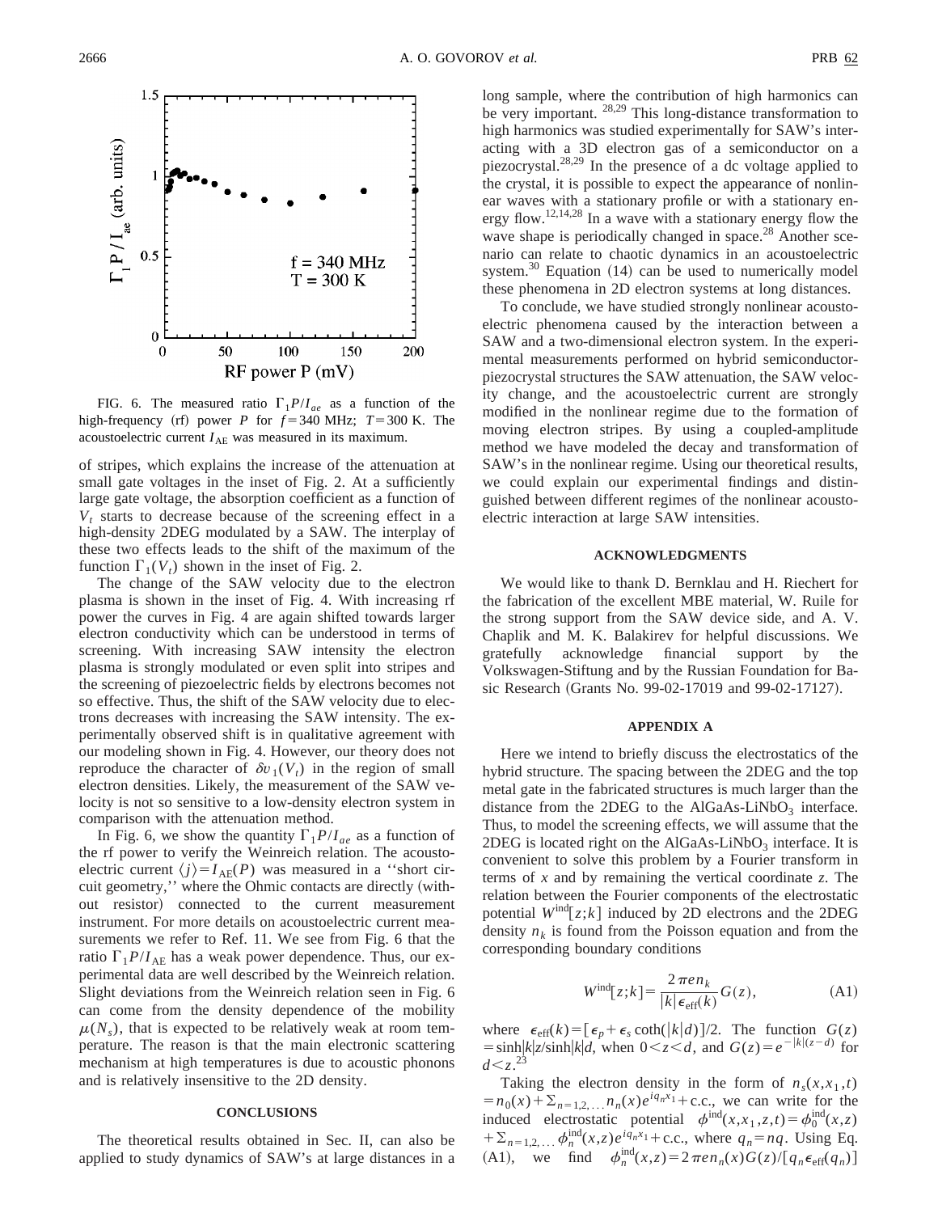FIG. 6. The measured ratio $\Gamma_1 P/I_{ae}$ as a function of the high-frequency (rf) power $P$ for $f=340$ MHz; $T=300$ K. The acoustoelectric current $I_{\mathrm{AE}}$ was measured in its maximum.

of stripes, which explains the increase of the attenuation at small gate voltages in the inset of Fig. 2. At a sufficiently large gate voltage, the absorption coefficient as a function of $V_t$ starts to decrease because of the screening effect in a high-density 2DEG modulated by a SAW. The interplay of these two effects leads to the shift of the maximum of the function $\Gamma_1(V_t)$ shown in the inset of Fig. 2.

The change of the SAW velocity due to the electron plasma is shown in the inset of Fig. 4. With increasing rf power the curves in Fig. 4 are again shifted towards larger electron conductivity which can be understood in terms of screening. With increasing SAW intensity the electron plasma is strongly modulated or even split into stripes and the screening of piezoelectric fields by electrons becomes not so effective. Thus, the shift of the SAW velocity due to electrons decreases with increasing the SAW intensity. The experimentally observed shift is in qualitative agreement with our modeling shown in Fig. 4. However, our theory does not reproduce the character of $\delta v_1(V_t)$ in the region of small electron densities. Likely, the measurement of the SAW velocity is not so sensitive to a low-density electron system in comparison with the attenuation method.

In Fig. 6, we show the quantity $\Gamma_1 P/I_{ae}$ as a function of the rf power to verify the Weinreich relation. The acoustoelectric current $\langle j\rangle = I_{\mathrm{AE}}(P)$ was measured in a "short circuit geometry," where the Ohmic contacts are directly (without resistor) connected to the current measurement instrument. For more details on acoustoelectric current measurements we refer to Ref. 11. We see from Fig. 6 that the ratio $\Gamma_1 P/I_{\mathrm{AE}}$ has a weak power dependence. Thus, our experimental data are well described by the Weinreich relation. Slight deviations from the Weinreich relation seen in Fig. 6 can come from the density dependence of the mobility $\mu(N_s)$, that is expected to be relatively weak at room temperature. The reason is that the main electronic scattering mechanism at high temperatures is due to acoustic phonons and is relatively insensitive to the 2D density.

## CONCLUSIONS

The theoretical results obtained in Sec. II, can also be applied to study dynamics of SAW's at large distances in a long sample, where the contribution of high harmonics can be very important.[28,29] This long-distance transformation to high harmonics was studied experimentally for SAW's interacting with a 3D electron gas of a semiconductor on a piezocrystal.[28,29] In the presence of a dc voltage applied to the crystal, it is possible to expect the appearance of nonlinear waves with a stationary profile or with a stationary energy flow.[12,14,28] In a wave with a stationary energy flow the wave shape is periodically changed in space.[28] Another scenario can relate to chaotic dynamics in an acoustoelectric system.[30] Equation (14) can be used to numerically model these phenomena in 2D electron systems at long distances.

To conclude, we have studied strongly nonlinear acoustoelectric phenomena caused by the interaction between a SAW and a two-dimensional electron system. In the experimental measurements performed on hybrid semiconductor-piezocrystal structures the SAW attenuation, the SAW velocity change, and the acoustoelectric current are strongly modified in the nonlinear regime due to the formation of moving electron stripes. By using a coupled-amplitude method we have modeled the decay and transformation of SAW's in the nonlinear regime. Using our theoretical results, we could explain our experimental findings and distinguished between different regimes of the nonlinear acoustoelectric interaction at large SAW intensities.

## ACKNOWLEDGMENTS

We would like to thank D. Bernklau and H. Riechert for the fabrication of the excellent MBE material, W. Ruile for the strong support from the SAW device side, and A. V. Chaplik and M. K. Balakirev for helpful discussions. We gratefully acknowledge financial support by the Volkswagen-Stiftung and by the Russian Foundation for Basic Research (Grants No. 99-02-17019 and 99-02-17127).

## APPENDIX A

Here we intend to briefly discuss the electrostatics of the hybrid structure. The spacing between the 2DEG and the top metal gate in the fabricated structures is much larger than the distance from the 2DEG to the AlGaAs-$\mathrm{LiNbO_3}$ interface. Thus, to model the screening effects, we will assume that the 2DEG is located right on the AlGaAs-$\mathrm{LiNbO_3}$ interface. It is convenient to solve this problem by a Fourier transform in terms of $x$ and by remaining the vertical coordinate $z$. The relation between the Fourier components of the electrostatic potential $W^{\mathrm{ind}}[z;k]$ induced by 2D electrons and the 2DEG density $n_k$ is found from the Poisson equation and from the corresponding boundary conditions

$$W^{\mathrm{ind}}[z;k]=\frac{2\pi e n_k}{|k|\epsilon_{\mathrm{eff}}(k)}G(z), \tag{A1}$$

where $\epsilon_{\mathrm{eff}}(k)=[\epsilon_p+\epsilon_s\coth(|k|d)]/2$. The function $G(z)=\sinh|k|z/\sinh|k|d$, when $0<z<d$, and $G(z)=e^{-|k|(z-d)}$ for $d<z$.[23]

Taking the electron density in the form of $n_s(x,x_1,t)=n_0(x)+\Sigma_{n=1,2,\ldots}n_n(x)e^{iq_nx_1}+\text{c.c.}$, we can write for the induced electrostatic potential $\phi^{\mathrm{ind}}(x,x_1,z,t)=\phi_0^{\mathrm{ind}}(x,z)+\Sigma_{n=1,2,\ldots}\phi_n^{\mathrm{ind}}(x,z)e^{iq_nx_1}+\text{c.c.}$, where $q_n=nq$. Using Eq. (A1), we find $\phi_n^{\mathrm{ind}}(x,z)=2\pi e n_n(x)G(z)/[q_n\epsilon_{\mathrm{eff}}(q_n)]$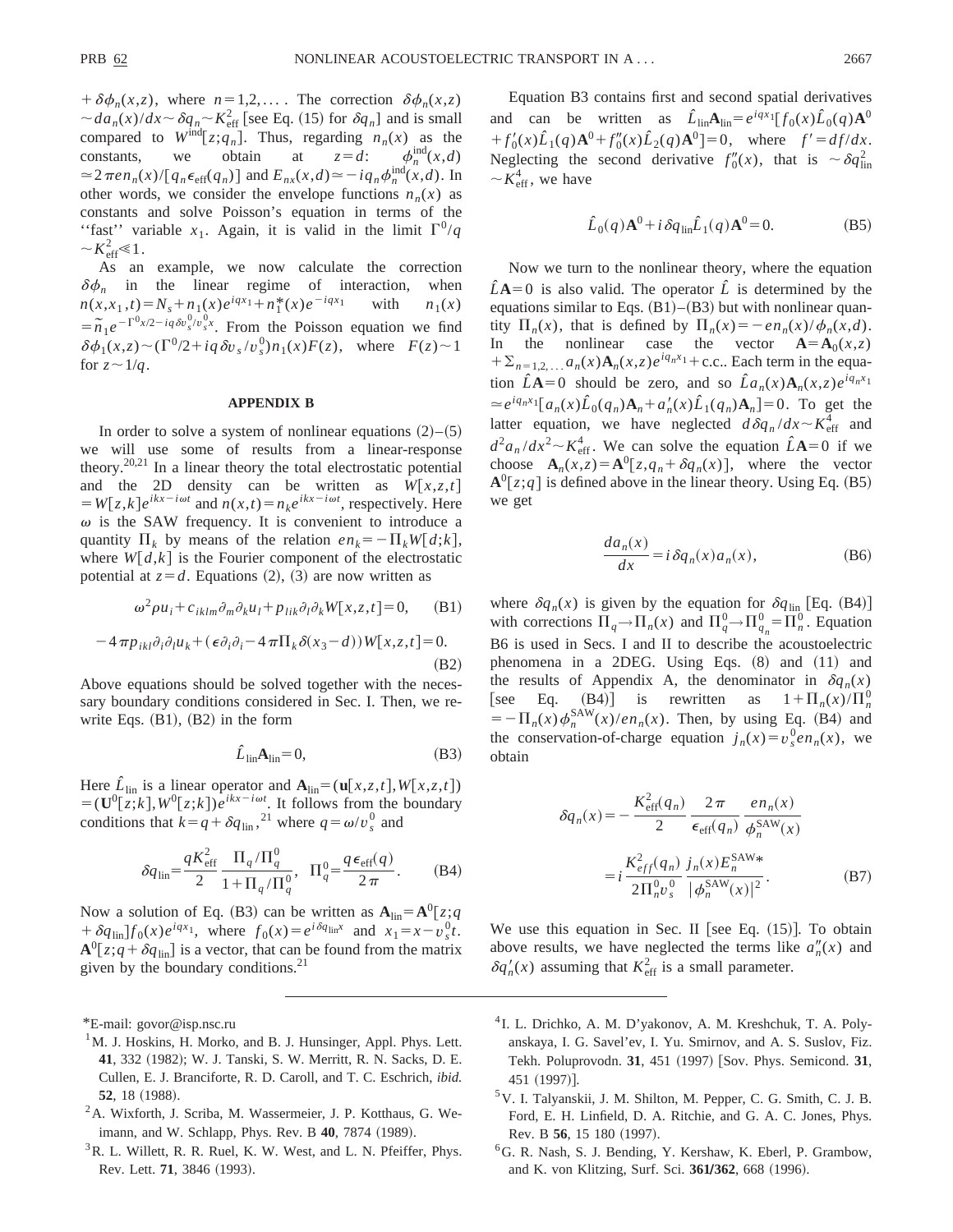$+\delta\phi_n(x,z)$, where $n=1,2,\ldots$. The correction $\delta\phi_n(x,z) \sim da_n(x)/dx \sim \delta q_n \sim K^2_{\rm eff}$ [see Eq. (15) for $\delta q_n$] and is small compared to $W^{\rm ind}[z;q_n]$. Thus, regarding $n_n(x)$ as the constants, we obtain at $z=d$: $\phi_n^{\rm ind}(x,d) \simeq 2\pi e n_n(x)/[q_n \epsilon_{\rm eff}(q_n)]$ and $E_{nx}(x,d) \simeq -iq_n \phi_n^{\rm ind}(x,d)$. In other words, we consider the envelope functions $n_n(x)$ as constants and solve Poisson's equation in terms of the "fast" variable $x_1$. Again, it is valid in the limit $\Gamma^0/q \sim K^2_{\rm eff} \ll 1$.

As an example, we now calculate the correction $\delta\phi_n$ in the linear regime of interaction, when $n(x,x_1,t)=N_s+n_1(x)e^{iqx_1}+n_1^*(x)e^{-iqx_1}$ with $n_1(x) = \tilde{n}_1 e^{-\Gamma^0 x/2 - iq\delta v_s^0/v_s^0 x}$. From the Poisson equation we find $\delta\phi_1(x,z) \sim (\Gamma^0/2 + iq\delta v_s/v_s^0) n_1(x) F(z)$, where $F(z)\sim 1$ for $z \sim 1/q$.

## APPENDIX B

In order to solve a system of nonlinear equations (2)–(5) we will use some of results from a linear-response theory.[20,21] In a linear theory the total electrostatic potential and the 2D density can be written as $W[x,z,t] = W[z,k]e^{ikx-i\omega t}$ and $n(x,t)=n_k e^{ikx-i\omega t}$, respectively. Here $\omega$ is the SAW frequency. It is convenient to introduce a quantity $\Pi_k$ by means of the relation $en_k = -\Pi_k W[d;k]$, where $W[d,k]$ is the Fourier component of the electrostatic potential at $z=d$. Equations (2), (3) are now written as

$$\omega^2 \rho u_i + c_{iklm}\partial_m \partial_k u_l + p_{lik}\partial_l \partial_k W[x,z,t]=0, \tag{B1}$$

$$-4\pi p_{ikl}\partial_i \partial_l u_k + (\epsilon \partial_i \partial_i - 4\pi \Pi_k \delta(x_3-d))W[x,z,t]=0. \tag{B2}$$

Above equations should be solved together with the necessary boundary conditions considered in Sec. I. Then, we rewrite Eqs. (B1), (B2) in the form

$$\hat{L}_{\rm lin}\mathbf{A}_{\rm lin}=0, \tag{B3}$$

Here $\hat{L}_{\rm lin}$ is a linear operator and $\mathbf{A}_{\rm lin}=(\mathbf{u}[x,z,t],W[x,z,t]) = (\mathbf{U}^0[z;k],W^0[z;k])e^{ikx-i\omega t}$. It follows from the boundary conditions that $k=q+\delta q_{\rm lin}$,[21] where $q=\omega/v_s^0$ and

$$\delta q_{\rm lin} = \frac{qK^2_{\rm eff}}{2}\frac{\Pi_q/\Pi_q^0}{1+\Pi_q/\Pi_q^0}, \quad \Pi_q^0 = \frac{q\epsilon_{\rm eff}(q)}{2\pi}. \tag{B4}$$

Now a solution of Eq. (B3) can be written as $\mathbf{A}_{\rm lin}=\mathbf{A}^0[z;q+\delta q_{\rm lin}]f_0(x)e^{iqx_1}$, where $f_0(x)=e^{i\delta q_{\rm lin}x}$ and $x_1=x-v_s^0 t$. $\mathbf{A}^0[z;q+\delta q_{\rm lin}]$ is a vector, that can be found from the matrix given by the boundary conditions.[21]

Equation B3 contains first and second spatial derivatives and can be written as $\hat{L}_{\rm lin}\mathbf{A}_{\rm lin}=e^{iqx_1}[f_0(x)\hat{L}_0(q)\mathbf{A}^0 + f_0'(x)\hat{L}_1(q)\mathbf{A}^0 + f_0''(x)\hat{L}_2(q)\mathbf{A}^0]=0$, where $f'=df/dx$. Neglecting the second derivative $f_0''(x)$, that is $\sim \delta q^2_{\rm lin} \sim K^4_{\rm eff}$, we have

$$\hat{L}_0(q)\mathbf{A}^0 + i\delta q_{\rm lin}\hat{L}_1(q)\mathbf{A}^0=0. \tag{B5}$$

Now we turn to the nonlinear theory, where the equation $\hat{L}\mathbf{A}=0$ is also valid. The operator $\hat{L}$ is determined by the equations similar to Eqs. (B1)–(B3) but with nonlinear quantity $\Pi_n(x)$, that is defined by $\Pi_n(x) = -en_n(x)/\phi_n(x,d)$. In the nonlinear case the vector $\mathbf{A}=\mathbf{A}_0(x,z) + \Sigma_{n=1,2,\ldots} a_n(x)\mathbf{A}_n(x,z)e^{iq_n x_1}$ + c.c.. Each term in the equation $\hat{L}\mathbf{A}=0$ should be zero, and so $\hat{L}a_n(x)\mathbf{A}_n(x,z)e^{iq_n x_1} \simeq e^{iq_n x_1}[a_n(x)\hat{L}_0(q_n)\mathbf{A}_n + a_n'(x)\hat{L}_1(q_n)\mathbf{A}_n]=0$. To get the latter equation, we have neglected $d\delta q_n/dx \sim K^4_{\rm eff}$ and $d^2 a_n/dx^2 \sim K^4_{\rm eff}$. We can solve the equation $\hat{L}\mathbf{A}=0$ if we choose $\mathbf{A}_n(x,z)=\mathbf{A}^0[z,q_n+\delta q_n(x)]$, where the vector $\mathbf{A}^0[z;q]$ is defined above in the linear theory. Using Eq. (B5) we get

$$\frac{da_n(x)}{dx} = i\delta q_n(x) a_n(x), \tag{B6}$$

where $\delta q_n(x)$ is given by the equation for $\delta q_{\rm lin}$ [Eq. (B4)] with corrections $\Pi_q \to \Pi_n(x)$ and $\Pi_q^0 \to \Pi_{q_n}^0 = \Pi_n^0$. Equation B6 is used in Secs. I and II to describe the acoustoelectric phenomena in a 2DEG. Using Eqs. (8) and (11) and the results of Appendix A, the denominator in $\delta q_n(x)$ [see Eq. (B4)] is rewritten as $1+\Pi_n(x)/\Pi_n^0 = -\Pi_n(x)\phi_n^{\rm SAW}(x)/en_n(x)$. Then, by using Eq. (B4) and the conservation-of-charge equation $j_n(x)=v_s^0 en_n(x)$, we obtain

$$\begin{aligned}\delta q_n(x) &= -\frac{K^2_{\rm eff}(q_n)}{2}\frac{2\pi}{\epsilon_{\rm eff}(q_n)}\frac{en_n(x)}{\phi_n^{\rm SAW}(x)} \\ &= i\frac{K^2_{eff}(q_n)}{2\Pi_n^0 v_s^0}\frac{j_n(x)E_n^{\rm SAW*}}{|\phi_n^{\rm SAW}(x)|^2}.\end{aligned} \tag{B7}$$

We use this equation in Sec. II [see Eq. (15)]. To obtain above results, we have neglected the terms like $a_n''(x)$ and $\delta q_n'(x)$ assuming that $K^2_{\rm eff}$ is a small parameter.

---

*E-mail: govor@isp.nsc.ru

[1] M. J. Hoskins, H. Morko, and B. J. Hunsinger, Appl. Phys. Lett. **41**, 332 (1982); W. J. Tanski, S. W. Merritt, R. N. Sacks, D. E. Cullen, E. J. Branciforte, R. D. Caroll, and T. C. Eschrich, *ibid.* **52**, 18 (1988).

[2] A. Wixforth, J. Scriba, M. Wassermeier, J. P. Kotthaus, G. Weimann, and W. Schlapp, Phys. Rev. B **40**, 7874 (1989).

[3] R. L. Willett, R. R. Ruel, K. W. West, and L. N. Pfeiffer, Phys. Rev. Lett. **71**, 3846 (1993).

[4] I. L. Drichko, A. M. D'yakonov, A. M. Kreshchuk, T. A. Polyanskaya, I. G. Savel'ev, I. Yu. Smirnov, and A. S. Suslov, Fiz. Tekh. Poluprovodn. **31**, 451 (1997) [Sov. Phys. Semicond. **31**, 451 (1997)].

[5] V. I. Talyanskii, J. M. Shilton, M. Pepper, C. G. Smith, C. J. B. Ford, E. H. Linfield, D. A. Ritchie, and G. A. C. Jones, Phys. Rev. B **56**, 15 180 (1997).

[6] G. R. Nash, S. J. Bending, Y. Kershaw, K. Eberl, P. Grambow, and K. von Klitzing, Surf. Sci. **361/362**, 668 (1996).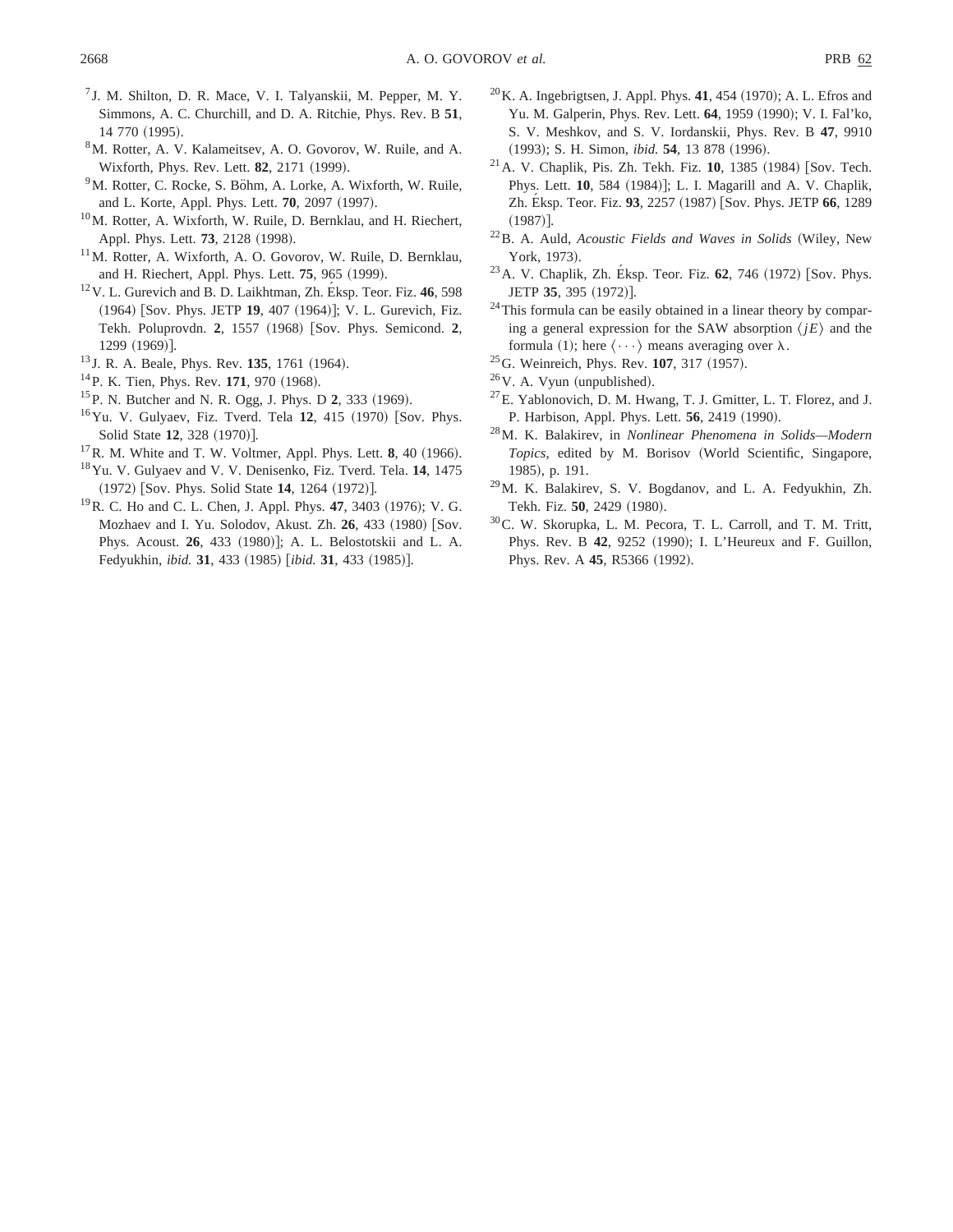[7] J. M. Shilton, D. R. Mace, V. I. Talyanskii, M. Pepper, M. Y. Simmons, A. C. Churchill, and D. A. Ritchie, Phys. Rev. B **51**, 14 770 (1995).

[8] M. Rotter, A. V. Kalameitsev, A. O. Govorov, W. Ruile, and A. Wixforth, Phys. Rev. Lett. **82**, 2171 (1999).

[9] M. Rotter, C. Rocke, S. Böhm, A. Lorke, A. Wixforth, W. Ruile, and L. Korte, Appl. Phys. Lett. **70**, 2097 (1997).

[10] M. Rotter, A. Wixforth, W. Ruile, D. Bernklau, and H. Riechert, Appl. Phys. Lett. **73**, 2128 (1998).

[11] M. Rotter, A. Wixforth, A. O. Govorov, W. Ruile, D. Bernklau, and H. Riechert, Appl. Phys. Lett. **75**, 965 (1999).

[12] V. L. Gurevich and B. D. Laikhtman, Zh. Éksp. Teor. Fiz. **46**, 598 (1964) [Sov. Phys. JETP **19**, 407 (1964)]; V. L. Gurevich, Fiz. Tekh. Poluprovdn. **2**, 1557 (1968) [Sov. Phys. Semicond. **2**, 1299 (1969)].

[13] J. R. A. Beale, Phys. Rev. **135**, 1761 (1964).

[14] P. K. Tien, Phys. Rev. **171**, 970 (1968).

[15] P. N. Butcher and N. R. Ogg, J. Phys. D **2**, 333 (1969).

[16] Yu. V. Gulyaev, Fiz. Tverd. Tela **12**, 415 (1970) [Sov. Phys. Solid State **12**, 328 (1970)].

[17] R. M. White and T. W. Voltmer, Appl. Phys. Lett. **8**, 40 (1966).

[18] Yu. V. Gulyaev and V. V. Denisenko, Fiz. Tverd. Tela. **14**, 1475 (1972) [Sov. Phys. Solid State **14**, 1264 (1972)].

[19] R. C. Ho and C. L. Chen, J. Appl. Phys. **47**, 3403 (1976); V. G. Mozhaev and I. Yu. Solodov, Akust. Zh. **26**, 433 (1980) [Sov. Phys. Acoust. **26**, 433 (1980)]; A. L. Belostotskii and L. A. Fedyukhin, *ibid.* **31**, 433 (1985) [*ibid.* **31**, 433 (1985)].

[20] K. A. Ingebrigtsen, J. Appl. Phys. **41**, 454 (1970); A. L. Efros and Yu. M. Galperin, Phys. Rev. Lett. **64**, 1959 (1990); V. I. Fal'ko, S. V. Meshkov, and S. V. Iordanskii, Phys. Rev. B **47**, 9910 (1993); S. H. Simon, *ibid.* **54**, 13 878 (1996).

[21] A. V. Chaplik, Pis. Zh. Tekh. Fiz. **10**, 1385 (1984) [Sov. Tech. Phys. Lett. **10**, 584 (1984)]; L. I. Magarill and A. V. Chaplik, Zh. Éksp. Teor. Fiz. **93**, 2257 (1987) [Sov. Phys. JETP **66**, 1289 (1987)].

[22] B. A. Auld, *Acoustic Fields and Waves in Solids* (Wiley, New York, 1973).

[23] A. V. Chaplik, Zh. Éksp. Teor. Fiz. **62**, 746 (1972) [Sov. Phys. JETP **35**, 395 (1972)].

[24] This formula can be easily obtained in a linear theory by comparing a general expression for the SAW absorption $\langle jE \rangle$ and the formula (1); here $\langle \cdots \rangle$ means averaging over $\lambda$.

[25] G. Weinreich, Phys. Rev. **107**, 317 (1957).

[26] V. A. Vyun (unpublished).

[27] E. Yablonovich, D. M. Hwang, T. J. Gmitter, L. T. Florez, and J. P. Harbison, Appl. Phys. Lett. **56**, 2419 (1990).

[28] M. K. Balakirev, in *Nonlinear Phenomena in Solids—Modern Topics*, edited by M. Borisov (World Scientific, Singapore, 1985), p. 191.

[29] M. K. Balakirev, S. V. Bogdanov, and L. A. Fedyukhin, Zh. Tekh. Fiz. **50**, 2429 (1980).

[30] C. W. Skorupka, L. M. Pecora, T. L. Carroll, and T. M. Tritt, Phys. Rev. B **42**, 9252 (1990); I. L'Heureux and F. Guillon, Phys. Rev. A **45**, R5366 (1992).